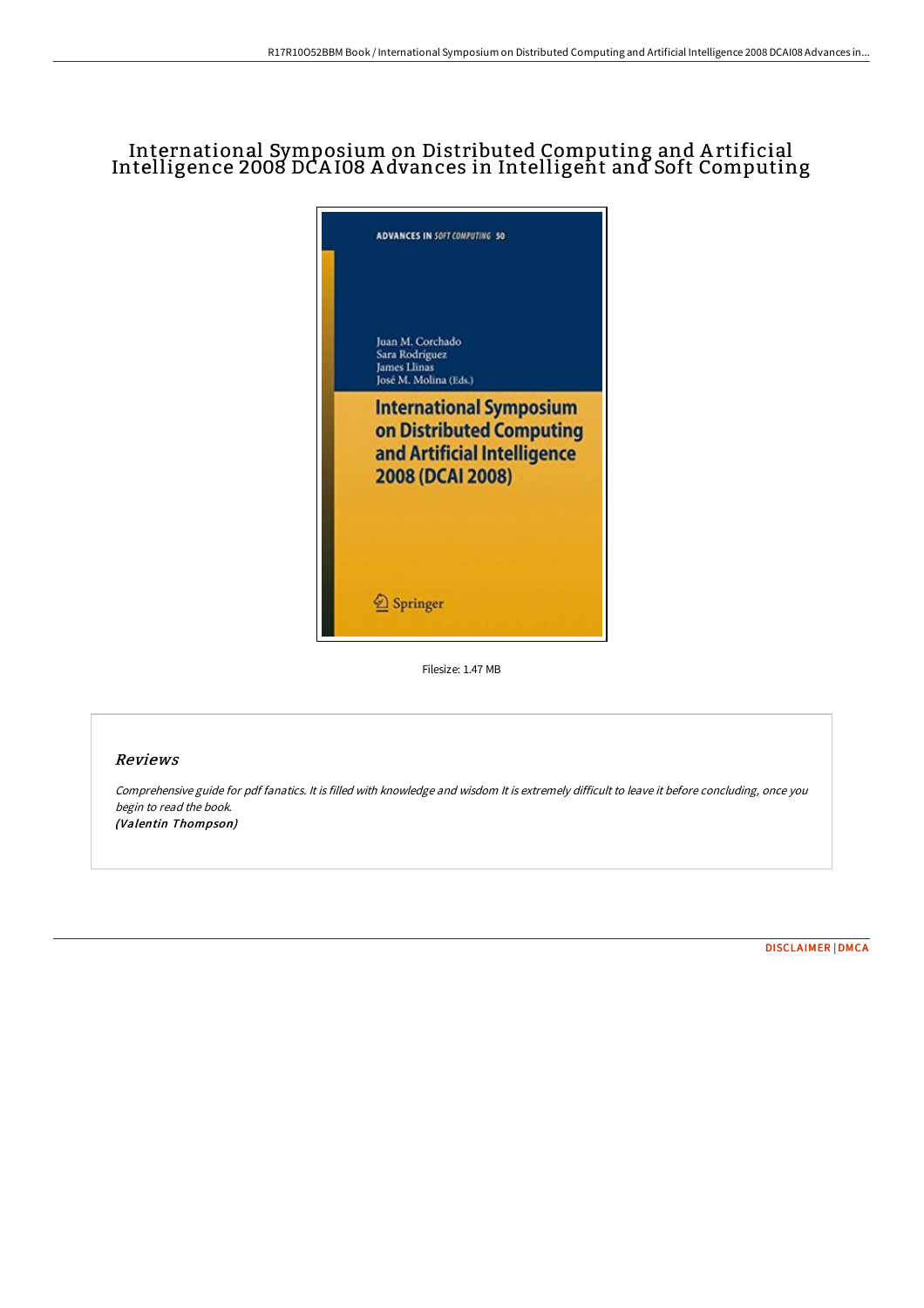# International Symposium on Distributed Computing and Artificial Intelligence 2008 DCAI08 Advances in Intelligent and Soft Computing

Filesize: 1.47 MB

## Reviews

*Comprehensive guide for pdf fanatics. It is filled with knowledge and wisdom It is extremely difficult to leave it before concluding, once you begin to read the book.*
***(Valentin Thompson)***

DISCLAIMER | DMCA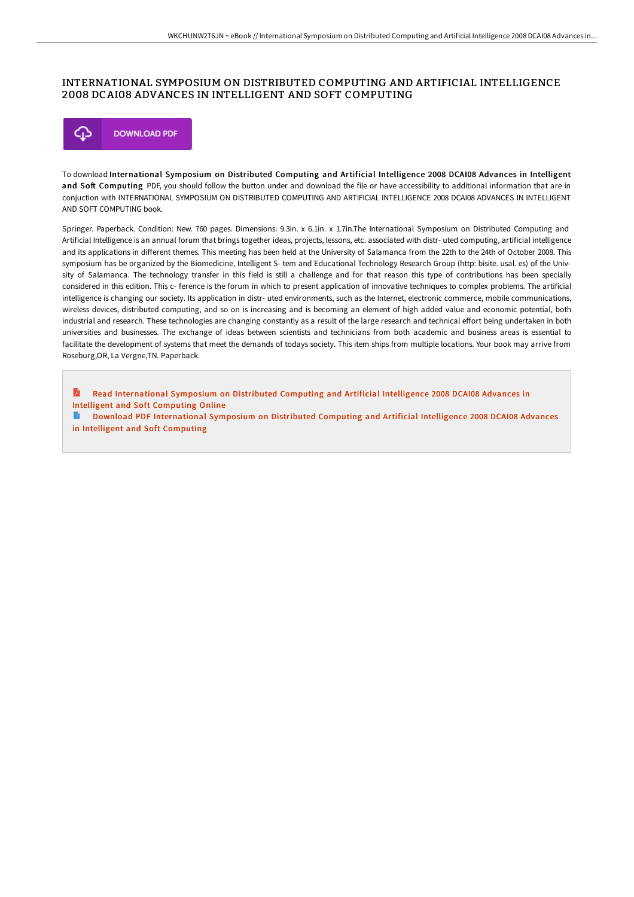# INTERNATIONAL SYMPOSIUM ON DISTRIBUTED COMPUTING AND ARTIFICIAL INTELLIGENCE 2008 DCAI08 ADVANCES IN INTELLIGENT AND SOFT COMPUTING

DOWNLOAD PDF

To download **International Symposium on Distributed Computing and Artificial Intelligence 2008 DCAI08 Advances in Intelligent and Soft Computing** PDF, you should follow the button under and download the file or have accessibility to additional information that are in conjuction with INTERNATIONAL SYMPOSIUM ON DISTRIBUTED COMPUTING AND ARTIFICIAL INTELLIGENCE 2008 DCAI08 ADVANCES IN INTELLIGENT AND SOFT COMPUTING book.

Springer. Paperback. Condition: New. 760 pages. Dimensions: 9.3in. x 6.1in. x 1.7in.The International Symposium on Distributed Computing and Artificial Intelligence is an annual forum that brings together ideas, projects, lessons, etc. associated with distr- uted computing, artificial intelligence and its applications in different themes. This meeting has been held at the University of Salamanca from the 22th to the 24th of October 2008. This symposium has be organized by the Biomedicine, Intelligent S- tem and Educational Technology Research Group (http: bisite. usal. es) of the Univ- sity of Salamanca. The technology transfer in this field is still a challenge and for that reason this type of contributions has been specially considered in this edition. This c- ference is the forum in which to present application of innovative techniques to complex problems. The artificial intelligence is changing our society. Its application in distr- uted environments, such as the Internet, electronic commerce, mobile communications, wireless devices, distributed computing, and so on is increasing and is becoming an element of high added value and economic potential, both industrial and research. These technologies are changing constantly as a result of the large research and technical effort being undertaken in both universities and businesses. The exchange of ideas between scientists and technicians from both academic and business areas is essential to facilitate the development of systems that meet the demands of todays society. This item ships from multiple locations. Your book may arrive from Roseburg,OR, La Vergne,TN. Paperback.

- Read International Symposium on Distributed Computing and Artificial Intelligence 2008 DCAI08 Advances in Intelligent and Soft Computing Online
- Download PDF International Symposium on Distributed Computing and Artificial Intelligence 2008 DCAI08 Advances in Intelligent and Soft Computing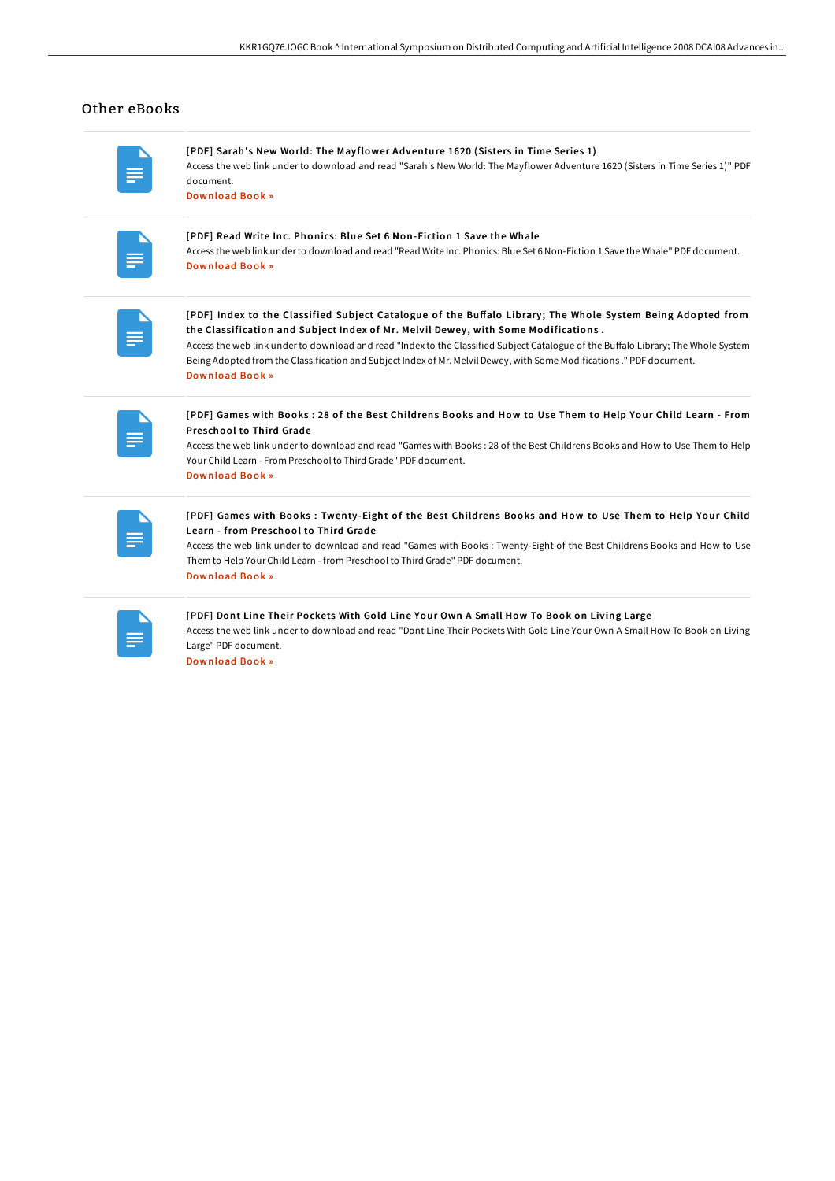## Other eBooks

**[PDF] Sarah's New World: The Mayflower Adventure 1620 (Sisters in Time Series 1)**

Access the web link under to download and read "Sarah's New World: The Mayflower Adventure 1620 (Sisters in Time Series 1)" PDF document.

Download Book »

**[PDF] Read Write Inc. Phonics: Blue Set 6 Non-Fiction 1 Save the Whale**

Access the web link under to download and read "Read Write Inc. Phonics: Blue Set 6 Non-Fiction 1 Save the Whale" PDF document.

Download Book »

**[PDF] Index to the Classified Subject Catalogue of the Buffalo Library; The Whole System Being Adopted from the Classification and Subject Index of Mr. Melvil Dewey, with Some Modifications .**

Access the web link under to download and read "Index to the Classified Subject Catalogue of the Buffalo Library; The Whole System Being Adopted from the Classification and Subject Index of Mr. Melvil Dewey, with Some Modifications ." PDF document.

Download Book »

**[PDF] Games with Books : 28 of the Best Childrens Books and How to Use Them to Help Your Child Learn - From Preschool to Third Grade**

Access the web link under to download and read "Games with Books : 28 of the Best Childrens Books and How to Use Them to Help Your Child Learn - From Preschool to Third Grade" PDF document.

Download Book »

**[PDF] Games with Books : Twenty-Eight of the Best Childrens Books and How to Use Them to Help Your Child Learn - from Preschool to Third Grade**

Access the web link under to download and read "Games with Books : Twenty-Eight of the Best Childrens Books and How to Use Them to Help Your Child Learn - from Preschool to Third Grade" PDF document.

Download Book »

**[PDF] Dont Line Their Pockets With Gold Line Your Own A Small How To Book on Living Large**

Access the web link under to download and read "Dont Line Their Pockets With Gold Line Your Own A Small How To Book on Living Large" PDF document.

Download Book »